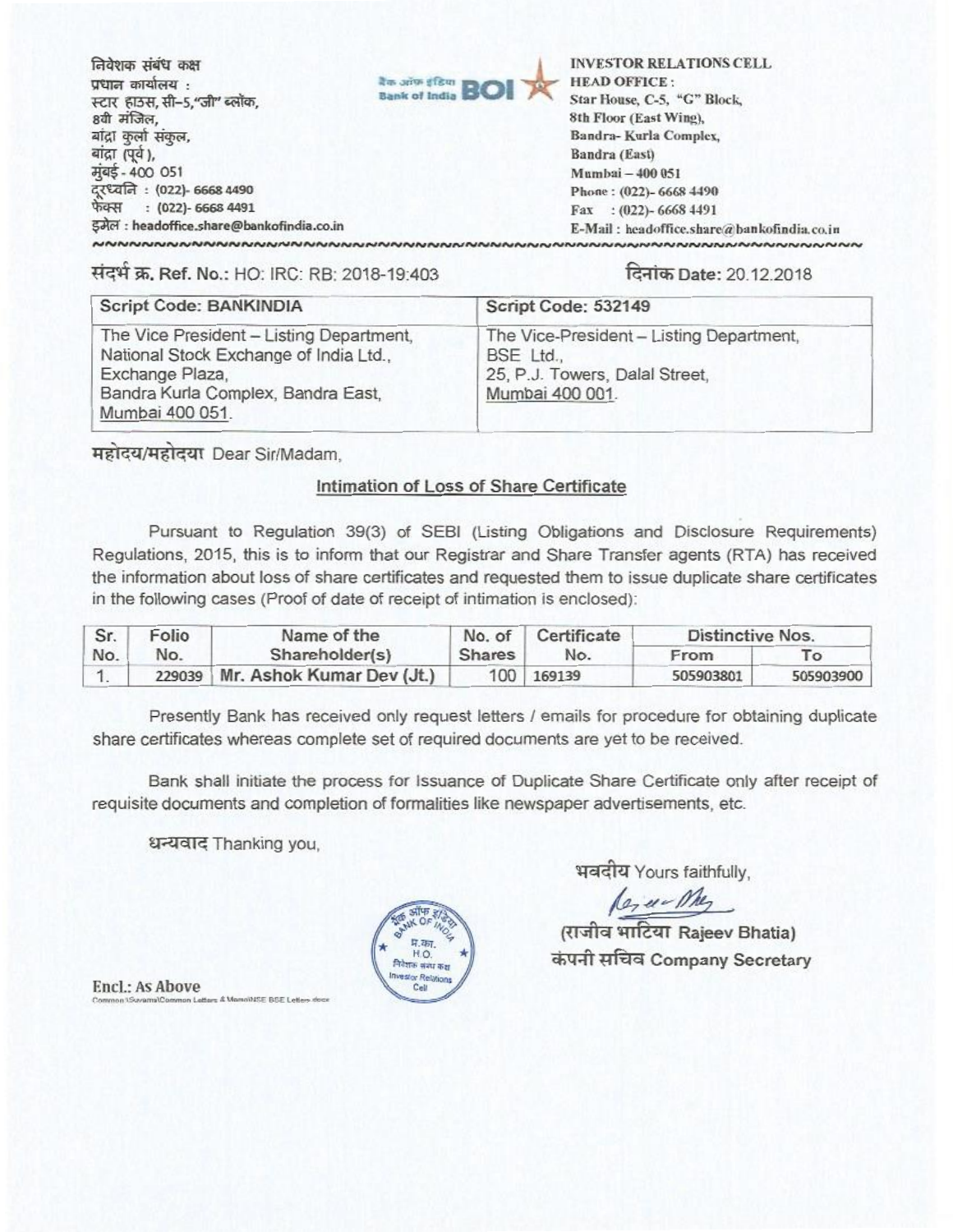निवेशक संबंध कक्ष
प्रधान कार्यालय :
स्टार हाउस, सी–5,"जी" ब्लॉक,
8वी मंजिल,
बांद्रा कुर्ला संकुल,
बांद्रा (पूर्व),
मुंबई - 400 051
दूरध्वनि : (022)- 6668 4490
फैक्स : (022)- 6668 4491
इमेल : headoffice.share@bankofindia.co.in

बैंक ऑफ इंडिया **BOI** Bank of India

**INVESTOR RELATIONS CELL**
**HEAD OFFICE :**
Star House, C-5, "G" Block,
8th Floor (East Wing),
Bandra- Kurla Complex,
Bandra (East)
Mumbai – 400 051
Phone : (022)- 6668 4490
Fax : (022)- 6668 4491
E-Mail : headoffice.share@bankofindia.co.in

संदर्भ क्र. Ref. No.: HO: IRC: RB: 2018-19:403 दिनांक Date: 20.12.2018

| Script Code: BANKINDIA | Script Code: 532149 |
|---|---|
| The Vice President – Listing Department, National Stock Exchange of India Ltd., Exchange Plaza, Bandra Kurla Complex, Bandra East, Mumbai 400 051. | The Vice-President – Listing Department, BSE Ltd., 25, P.J. Towers, Dalal Street, Mumbai 400 001. |

महोदय/महोदया Dear Sir/Madam,

**Intimation of Loss of Share Certificate**

Pursuant to Regulation 39(3) of SEBI (Listing Obligations and Disclosure Requirements) Regulations, 2015, this is to inform that our Registrar and Share Transfer agents (RTA) has received the information about loss of share certificates and requested them to issue duplicate share certificates in the following cases (Proof of date of receipt of intimation is enclosed):

| Sr. No. | Folio No. | Name of the Shareholder(s) | No. of Shares | Certificate No. | Distinctive Nos. | |
|---|---|---|---|---|---|---|
| | | | | | From | To |
| 1. | 229039 | Mr. Ashok Kumar Dev (Jt.) | 100 | 169139 | 505903801 | 505903900 |

Presently Bank has received only request letters / emails for procedure for obtaining duplicate share certificates whereas complete set of required documents are yet to be received.

Bank shall initiate the process for Issuance of Duplicate Share Certificate only after receipt of requisite documents and completion of formalities like newspaper advertisements, etc.

धन्यवाद Thanking you,

भवदीय Yours faithfully,

(राजीव भाटिया Rajeev Bhatia)
कंपनी सचिव Company Secretary

Encl.: As Above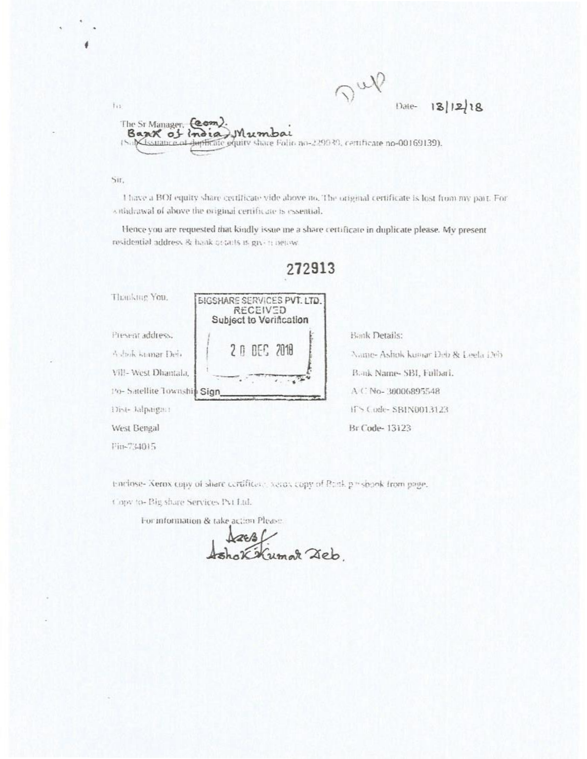Dup

To

Date- 13/12/18

The Sr Manager, (com).
Bank of India, Mumbai
(Sub- Issuance of duplicate equity share Folio no-229939, certificate no-00169139).

Sir,

I have a BOI equity share certificate vide above no. The original certificate is lost from my part. For withdrawal of above the original certificate is essential.

Hence you are requested that kindly issue me a share certificate in duplicate please. My present residential address & bank details is given below.

272913

Thanking You,

BIGSHARE SERVICES PVT. LTD.
RECEIVED
Subject to Verification

20 DEC 2018

Sign

Present address,

Ashok kumar Deb

Vill- West Dhantala,

Po- Satellite Township

Dist- Jalpaiguri

West Bengal

Pin-734015

Bank Details:

Name- Ashok kumar Deb & Leela Deb

Bank Name- SBI, Fulbari.

A/C No- 30006895548

IFS Code- SBIN0013123

Br Code- 13123

Enclose- Xerox copy of share certificate, xerox copy of Bank passbook front page.

Copy to- Big share Services Pvt Ltd.

For information & take action Please.

Ashok Kumar Deb.